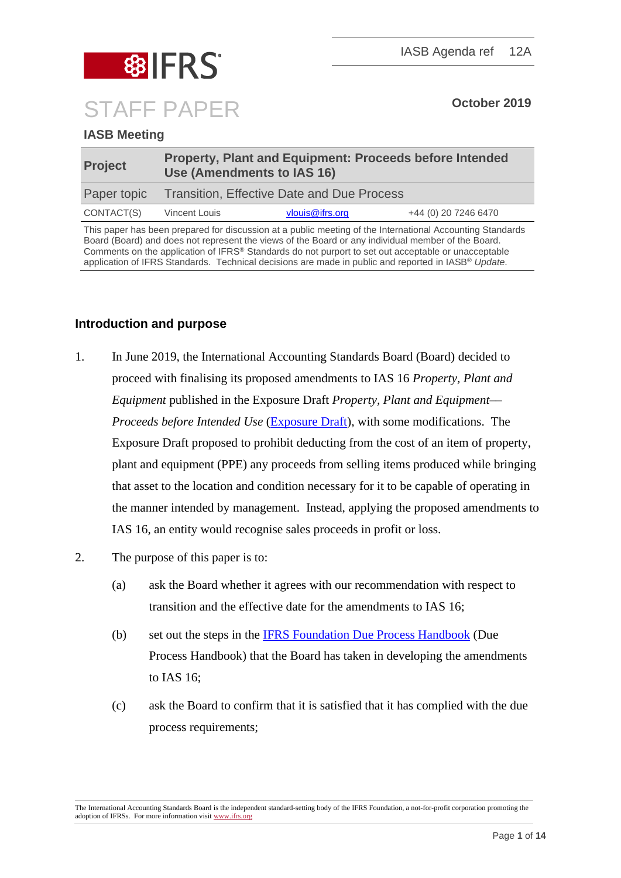IASB Agenda ref 12A

STAFF PAPER

October 2019

**IASB Meeting**

| Project | Property, Plant and Equipment: Proceeds before Intended Use (Amendments to IAS 16) | | |
|---|---|---|---|
| Paper topic | Transition, Effective Date and Due Process | | |
| CONTACT(S) | Vincent Louis | vlouis@ifrs.org | +44 (0) 20 7246 6470 |

This paper has been prepared for discussion at a public meeting of the International Accounting Standards Board (Board) and does not represent the views of the Board or any individual member of the Board. Comments on the application of IFRS® Standards do not purport to set out acceptable or unacceptable application of IFRS Standards. Technical decisions are made in public and reported in IASB® *Update*.

## Introduction and purpose

1. In June 2019, the International Accounting Standards Board (Board) decided to proceed with finalising its proposed amendments to IAS 16 *Property, Plant and Equipment* published in the Exposure Draft *Property, Plant and Equipment—Proceeds before Intended Use* (Exposure Draft), with some modifications. The Exposure Draft proposed to prohibit deducting from the cost of an item of property, plant and equipment (PPE) any proceeds from selling items produced while bringing that asset to the location and condition necessary for it to be capable of operating in the manner intended by management. Instead, applying the proposed amendments to IAS 16, an entity would recognise sales proceeds in profit or loss.

2. The purpose of this paper is to:

   (a) ask the Board whether it agrees with our recommendation with respect to transition and the effective date for the amendments to IAS 16;

   (b) set out the steps in the IFRS Foundation Due Process Handbook (Due Process Handbook) that the Board has taken in developing the amendments to IAS 16;

   (c) ask the Board to confirm that it is satisfied that it has complied with the due process requirements;

The International Accounting Standards Board is the independent standard-setting body of the IFRS Foundation, a not-for-profit corporation promoting the adoption of IFRSs. For more information visit www.ifrs.org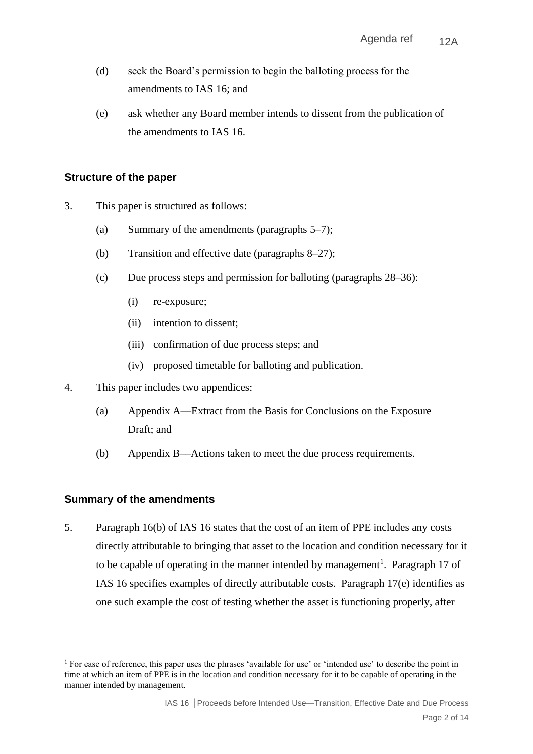(d) seek the Board's permission to begin the balloting process for the amendments to IAS 16; and

(e) ask whether any Board member intends to dissent from the publication of the amendments to IAS 16.

## Structure of the paper

3. This paper is structured as follows:

   (a) Summary of the amendments (paragraphs 5–7);

   (b) Transition and effective date (paragraphs 8–27);

   (c) Due process steps and permission for balloting (paragraphs 28–36):

      (i) re-exposure;

      (ii) intention to dissent;

      (iii) confirmation of due process steps; and

      (iv) proposed timetable for balloting and publication.

4. This paper includes two appendices:

   (a) Appendix A—Extract from the Basis for Conclusions on the Exposure Draft; and

   (b) Appendix B—Actions taken to meet the due process requirements.

## Summary of the amendments

5. Paragraph 16(b) of IAS 16 states that the cost of an item of PPE includes any costs directly attributable to bringing that asset to the location and condition necessary for it to be capable of operating in the manner intended by management[1]. Paragraph 17 of IAS 16 specifies examples of directly attributable costs. Paragraph 17(e) identifies as one such example the cost of testing whether the asset is functioning properly, after

[1] For ease of reference, this paper uses the phrases 'available for use' or 'intended use' to describe the point in time at which an item of PPE is in the location and condition necessary for it to be capable of operating in the manner intended by management.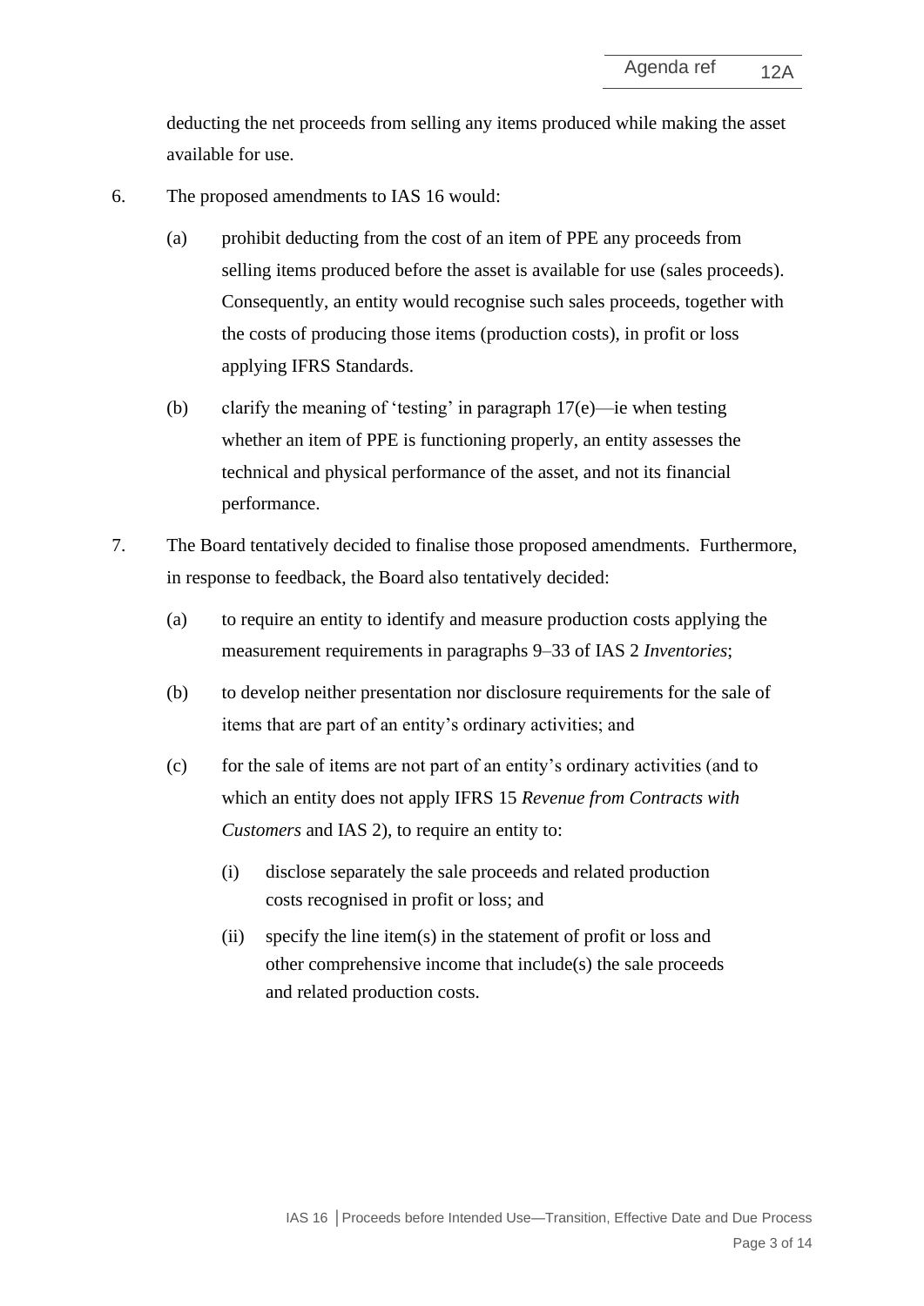deducting the net proceeds from selling any items produced while making the asset available for use.

6. The proposed amendments to IAS 16 would:

   (a) prohibit deducting from the cost of an item of PPE any proceeds from selling items produced before the asset is available for use (sales proceeds). Consequently, an entity would recognise such sales proceeds, together with the costs of producing those items (production costs), in profit or loss applying IFRS Standards.

   (b) clarify the meaning of 'testing' in paragraph 17(e)—ie when testing whether an item of PPE is functioning properly, an entity assesses the technical and physical performance of the asset, and not its financial performance.

7. The Board tentatively decided to finalise those proposed amendments. Furthermore, in response to feedback, the Board also tentatively decided:

   (a) to require an entity to identify and measure production costs applying the measurement requirements in paragraphs 9–33 of IAS 2 *Inventories*;

   (b) to develop neither presentation nor disclosure requirements for the sale of items that are part of an entity's ordinary activities; and

   (c) for the sale of items are not part of an entity's ordinary activities (and to which an entity does not apply IFRS 15 *Revenue from Contracts with Customers* and IAS 2), to require an entity to:

      (i) disclose separately the sale proceeds and related production costs recognised in profit or loss; and

      (ii) specify the line item(s) in the statement of profit or loss and other comprehensive income that include(s) the sale proceeds and related production costs.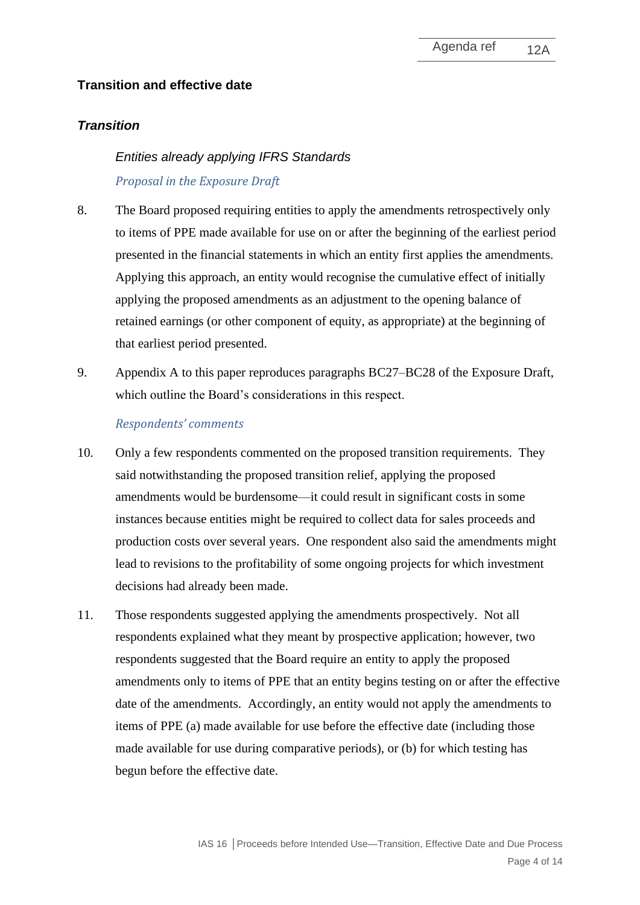## Transition and effective date

### *Transition*

#### *Entities already applying IFRS Standards*

*Proposal in the Exposure Draft*

8. The Board proposed requiring entities to apply the amendments retrospectively only to items of PPE made available for use on or after the beginning of the earliest period presented in the financial statements in which an entity first applies the amendments. Applying this approach, an entity would recognise the cumulative effect of initially applying the proposed amendments as an adjustment to the opening balance of retained earnings (or other component of equity, as appropriate) at the beginning of that earliest period presented.

9. Appendix A to this paper reproduces paragraphs BC27–BC28 of the Exposure Draft, which outline the Board's considerations in this respect.

*Respondents' comments*

10. Only a few respondents commented on the proposed transition requirements. They said notwithstanding the proposed transition relief, applying the proposed amendments would be burdensome—it could result in significant costs in some instances because entities might be required to collect data for sales proceeds and production costs over several years. One respondent also said the amendments might lead to revisions to the profitability of some ongoing projects for which investment decisions had already been made.

11. Those respondents suggested applying the amendments prospectively. Not all respondents explained what they meant by prospective application; however, two respondents suggested that the Board require an entity to apply the proposed amendments only to items of PPE that an entity begins testing on or after the effective date of the amendments. Accordingly, an entity would not apply the amendments to items of PPE (a) made available for use before the effective date (including those made available for use during comparative periods), or (b) for which testing has begun before the effective date.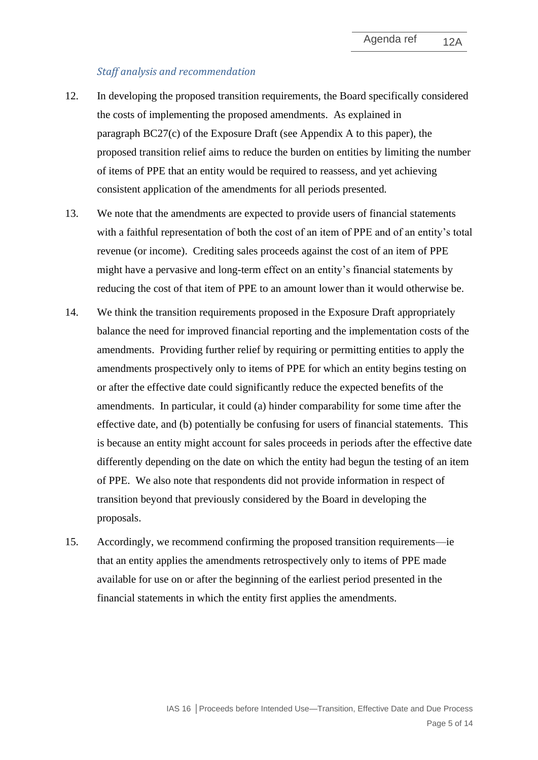*Staff analysis and recommendation*

12. In developing the proposed transition requirements, the Board specifically considered the costs of implementing the proposed amendments. As explained in paragraph BC27(c) of the Exposure Draft (see Appendix A to this paper), the proposed transition relief aims to reduce the burden on entities by limiting the number of items of PPE that an entity would be required to reassess, and yet achieving consistent application of the amendments for all periods presented.

13. We note that the amendments are expected to provide users of financial statements with a faithful representation of both the cost of an item of PPE and of an entity's total revenue (or income). Crediting sales proceeds against the cost of an item of PPE might have a pervasive and long-term effect on an entity's financial statements by reducing the cost of that item of PPE to an amount lower than it would otherwise be.

14. We think the transition requirements proposed in the Exposure Draft appropriately balance the need for improved financial reporting and the implementation costs of the amendments. Providing further relief by requiring or permitting entities to apply the amendments prospectively only to items of PPE for which an entity begins testing on or after the effective date could significantly reduce the expected benefits of the amendments. In particular, it could (a) hinder comparability for some time after the effective date, and (b) potentially be confusing for users of financial statements. This is because an entity might account for sales proceeds in periods after the effective date differently depending on the date on which the entity had begun the testing of an item of PPE. We also note that respondents did not provide information in respect of transition beyond that previously considered by the Board in developing the proposals.

15. Accordingly, we recommend confirming the proposed transition requirements—ie that an entity applies the amendments retrospectively only to items of PPE made available for use on or after the beginning of the earliest period presented in the financial statements in which the entity first applies the amendments.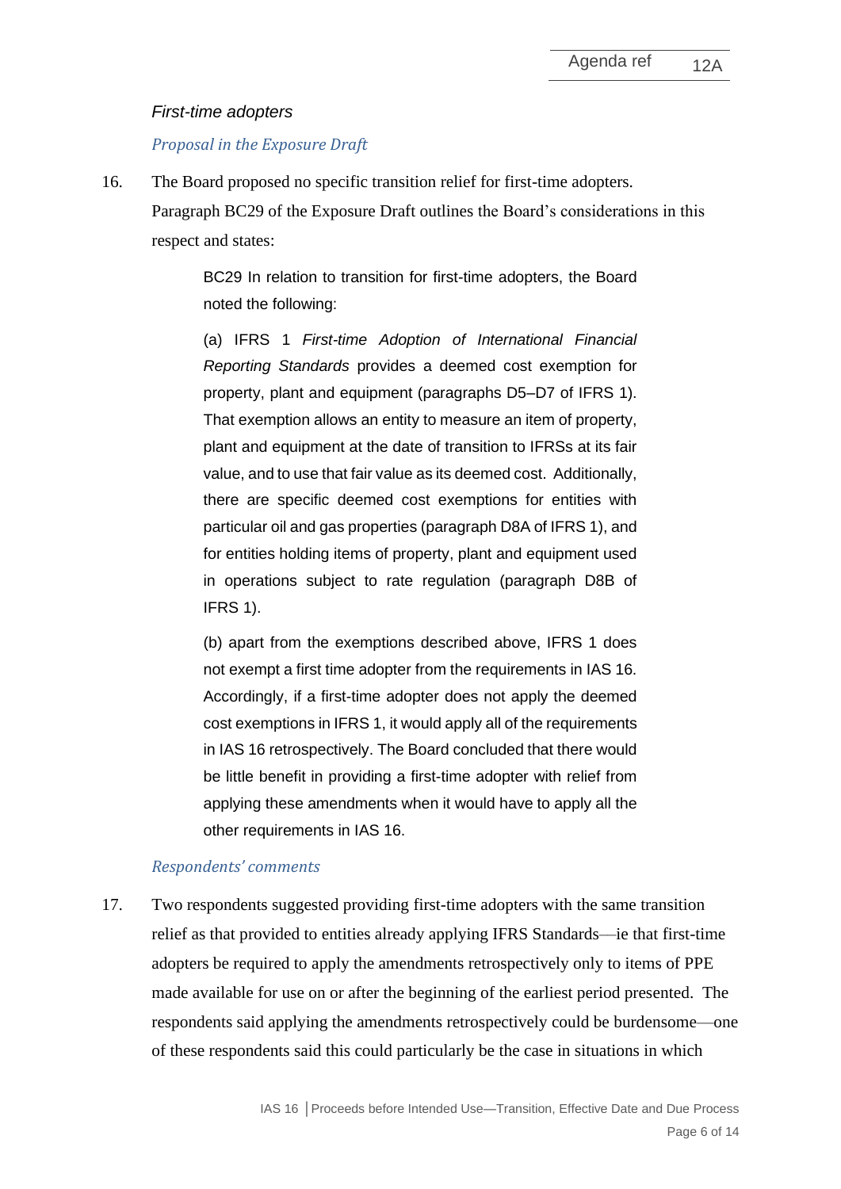*First-time adopters*

*Proposal in the Exposure Draft*

16. The Board proposed no specific transition relief for first-time adopters. Paragraph BC29 of the Exposure Draft outlines the Board's considerations in this respect and states:

> BC29 In relation to transition for first-time adopters, the Board noted the following:
>
> (a) IFRS 1 *First-time Adoption of International Financial Reporting Standards* provides a deemed cost exemption for property, plant and equipment (paragraphs D5–D7 of IFRS 1). That exemption allows an entity to measure an item of property, plant and equipment at the date of transition to IFRSs at its fair value, and to use that fair value as its deemed cost. Additionally, there are specific deemed cost exemptions for entities with particular oil and gas properties (paragraph D8A of IFRS 1), and for entities holding items of property, plant and equipment used in operations subject to rate regulation (paragraph D8B of IFRS 1).
>
> (b) apart from the exemptions described above, IFRS 1 does not exempt a first time adopter from the requirements in IAS 16. Accordingly, if a first-time adopter does not apply the deemed cost exemptions in IFRS 1, it would apply all of the requirements in IAS 16 retrospectively. The Board concluded that there would be little benefit in providing a first-time adopter with relief from applying these amendments when it would have to apply all the other requirements in IAS 16.

*Respondents' comments*

17. Two respondents suggested providing first-time adopters with the same transition relief as that provided to entities already applying IFRS Standards—ie that first-time adopters be required to apply the amendments retrospectively only to items of PPE made available for use on or after the beginning of the earliest period presented. The respondents said applying the amendments retrospectively could be burdensome—one of these respondents said this could particularly be the case in situations in which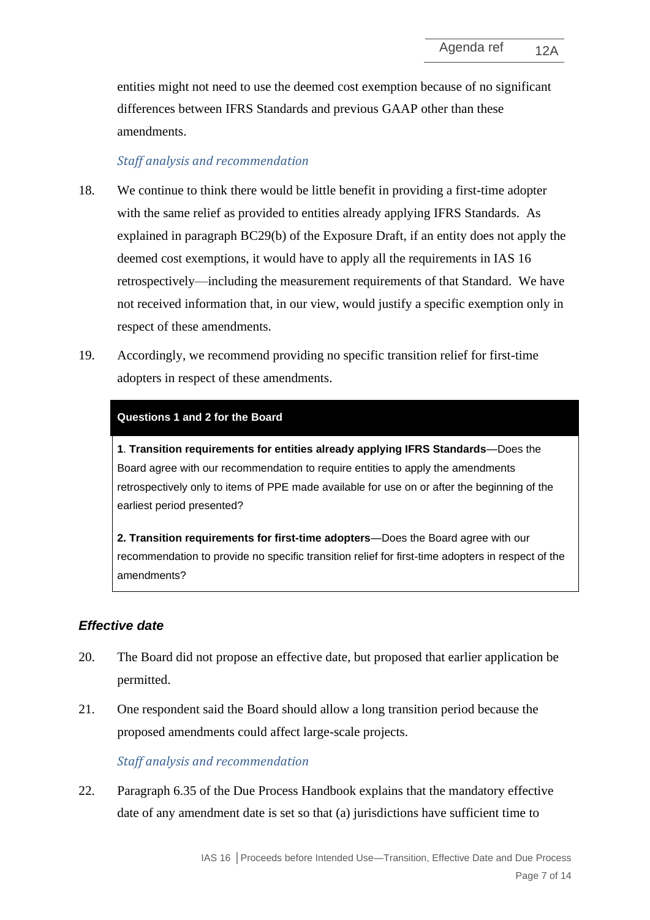entities might not need to use the deemed cost exemption because of no significant differences between IFRS Standards and previous GAAP other than these amendments.

*Staff analysis and recommendation*

18. We continue to think there would be little benefit in providing a first-time adopter with the same relief as provided to entities already applying IFRS Standards. As explained in paragraph BC29(b) of the Exposure Draft, if an entity does not apply the deemed cost exemptions, it would have to apply all the requirements in IAS 16 retrospectively—including the measurement requirements of that Standard. We have not received information that, in our view, would justify a specific exemption only in respect of these amendments.

19. Accordingly, we recommend providing no specific transition relief for first-time adopters in respect of these amendments.

> **Questions 1 and 2 for the Board**
>
> 1. **Transition requirements for entities already applying IFRS Standards**—Does the Board agree with our recommendation to require entities to apply the amendments retrospectively only to items of PPE made available for use on or after the beginning of the earliest period presented?
>
> 2. **Transition requirements for first-time adopters**—Does the Board agree with our recommendation to provide no specific transition relief for first-time adopters in respect of the amendments?

### *Effective date*

20. The Board did not propose an effective date, but proposed that earlier application be permitted.

21. One respondent said the Board should allow a long transition period because the proposed amendments could affect large-scale projects.

*Staff analysis and recommendation*

22. Paragraph 6.35 of the Due Process Handbook explains that the mandatory effective date of any amendment date is set so that (a) jurisdictions have sufficient time to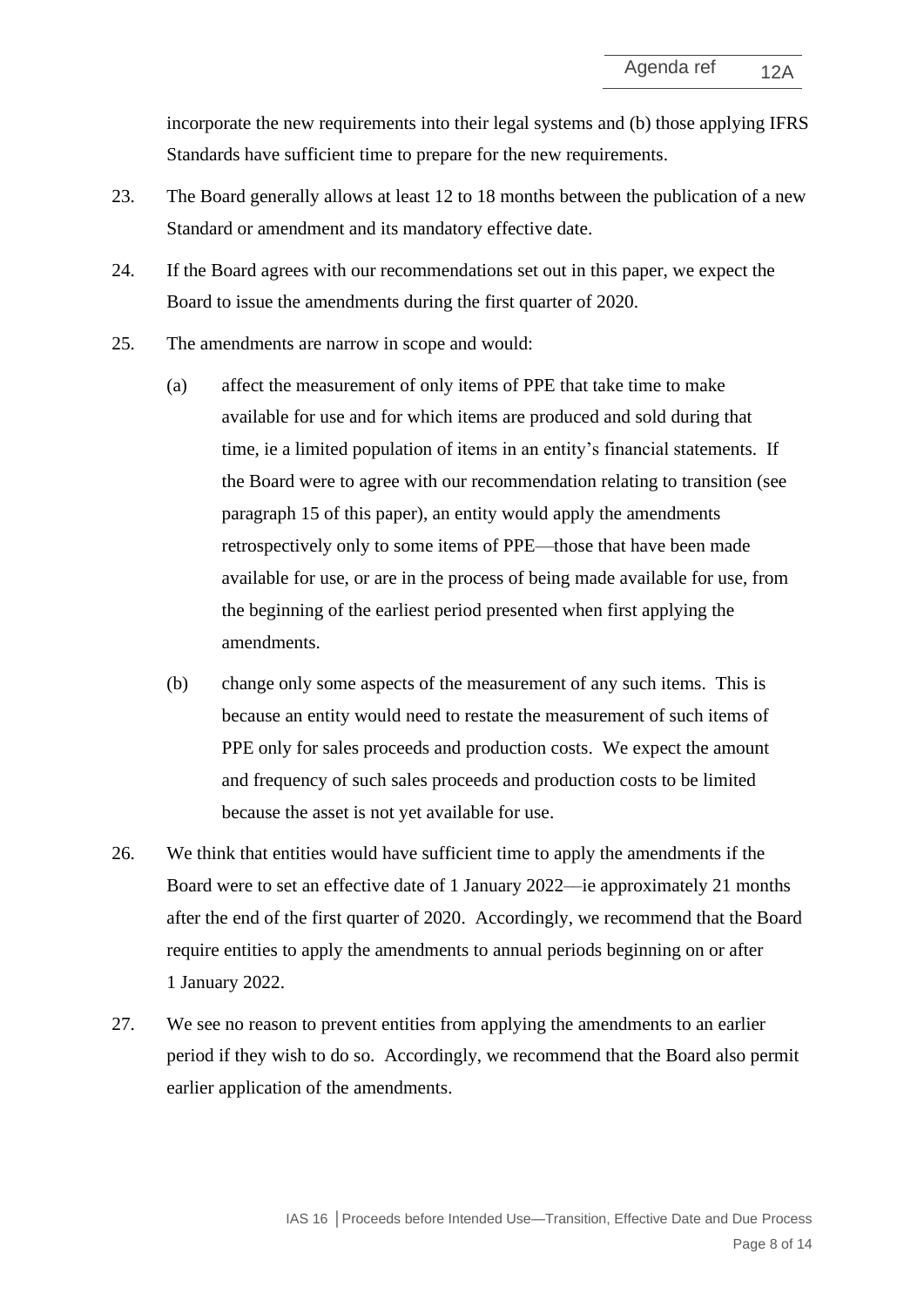incorporate the new requirements into their legal systems and (b) those applying IFRS Standards have sufficient time to prepare for the new requirements.

23. The Board generally allows at least 12 to 18 months between the publication of a new Standard or amendment and its mandatory effective date.

24. If the Board agrees with our recommendations set out in this paper, we expect the Board to issue the amendments during the first quarter of 2020.

25. The amendments are narrow in scope and would:

    (a) affect the measurement of only items of PPE that take time to make available for use and for which items are produced and sold during that time, ie a limited population of items in an entity's financial statements. If the Board were to agree with our recommendation relating to transition (see paragraph 15 of this paper), an entity would apply the amendments retrospectively only to some items of PPE—those that have been made available for use, or are in the process of being made available for use, from the beginning of the earliest period presented when first applying the amendments.

    (b) change only some aspects of the measurement of any such items. This is because an entity would need to restate the measurement of such items of PPE only for sales proceeds and production costs. We expect the amount and frequency of such sales proceeds and production costs to be limited because the asset is not yet available for use.

26. We think that entities would have sufficient time to apply the amendments if the Board were to set an effective date of 1 January 2022—ie approximately 21 months after the end of the first quarter of 2020. Accordingly, we recommend that the Board require entities to apply the amendments to annual periods beginning on or after 1 January 2022.

27. We see no reason to prevent entities from applying the amendments to an earlier period if they wish to do so. Accordingly, we recommend that the Board also permit earlier application of the amendments.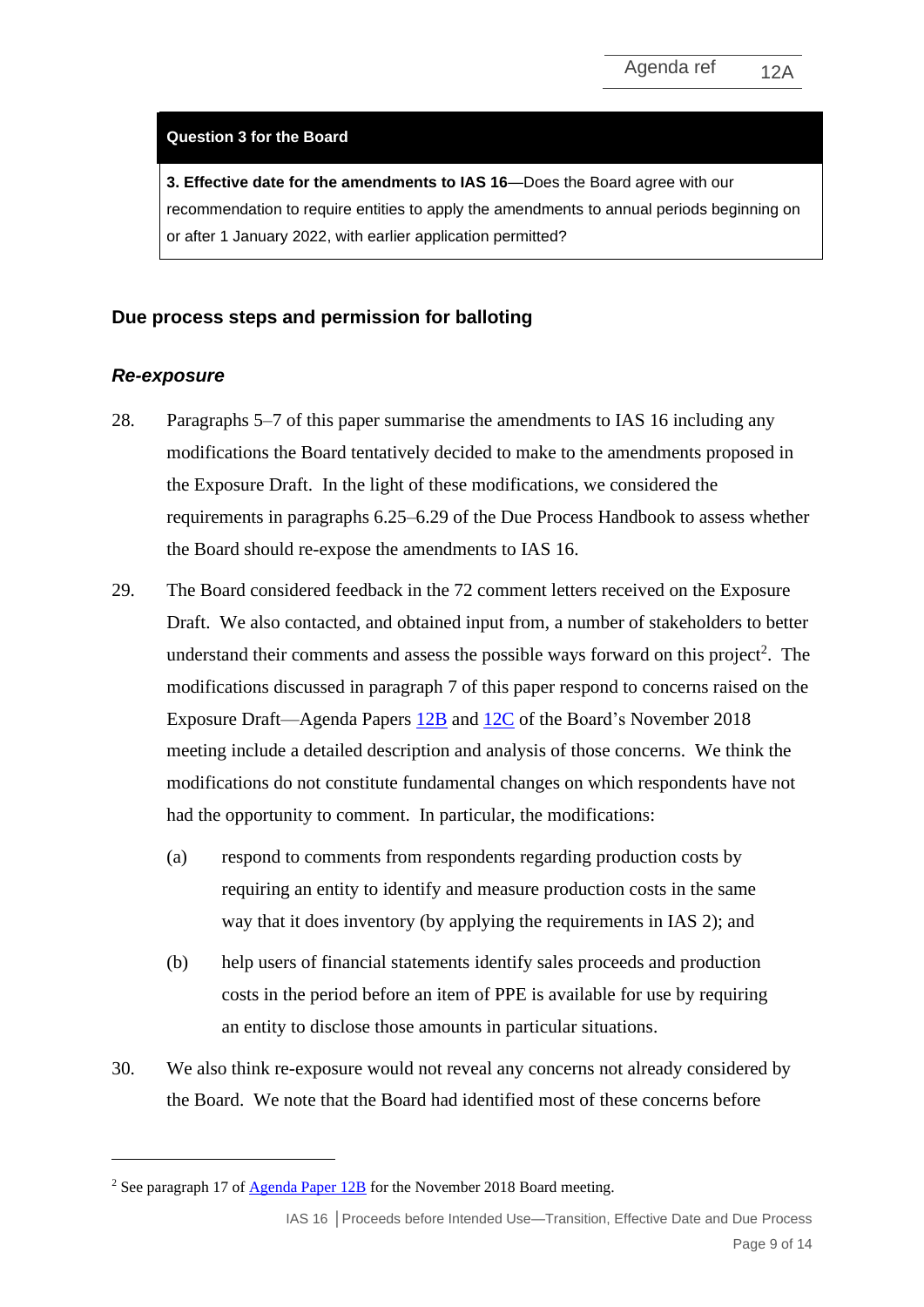**Question 3 for the Board**

**3. Effective date for the amendments to IAS 16**—Does the Board agree with our recommendation to require entities to apply the amendments to annual periods beginning on or after 1 January 2022, with earlier application permitted?

## Due process steps and permission for balloting

### *Re-exposure*

28. Paragraphs 5–7 of this paper summarise the amendments to IAS 16 including any modifications the Board tentatively decided to make to the amendments proposed in the Exposure Draft. In the light of these modifications, we considered the requirements in paragraphs 6.25–6.29 of the Due Process Handbook to assess whether the Board should re-expose the amendments to IAS 16.

29. The Board considered feedback in the 72 comment letters received on the Exposure Draft. We also contacted, and obtained input from, a number of stakeholders to better understand their comments and assess the possible ways forward on this project[2]. The modifications discussed in paragraph 7 of this paper respond to concerns raised on the Exposure Draft—Agenda Papers 12B and 12C of the Board's November 2018 meeting include a detailed description and analysis of those concerns. We think the modifications do not constitute fundamental changes on which respondents have not had the opportunity to comment. In particular, the modifications:

    (a) respond to comments from respondents regarding production costs by requiring an entity to identify and measure production costs in the same way that it does inventory (by applying the requirements in IAS 2); and

    (b) help users of financial statements identify sales proceeds and production costs in the period before an item of PPE is available for use by requiring an entity to disclose those amounts in particular situations.

30. We also think re-exposure would not reveal any concerns not already considered by the Board. We note that the Board had identified most of these concerns before

[2] See paragraph 17 of Agenda Paper 12B for the November 2018 Board meeting.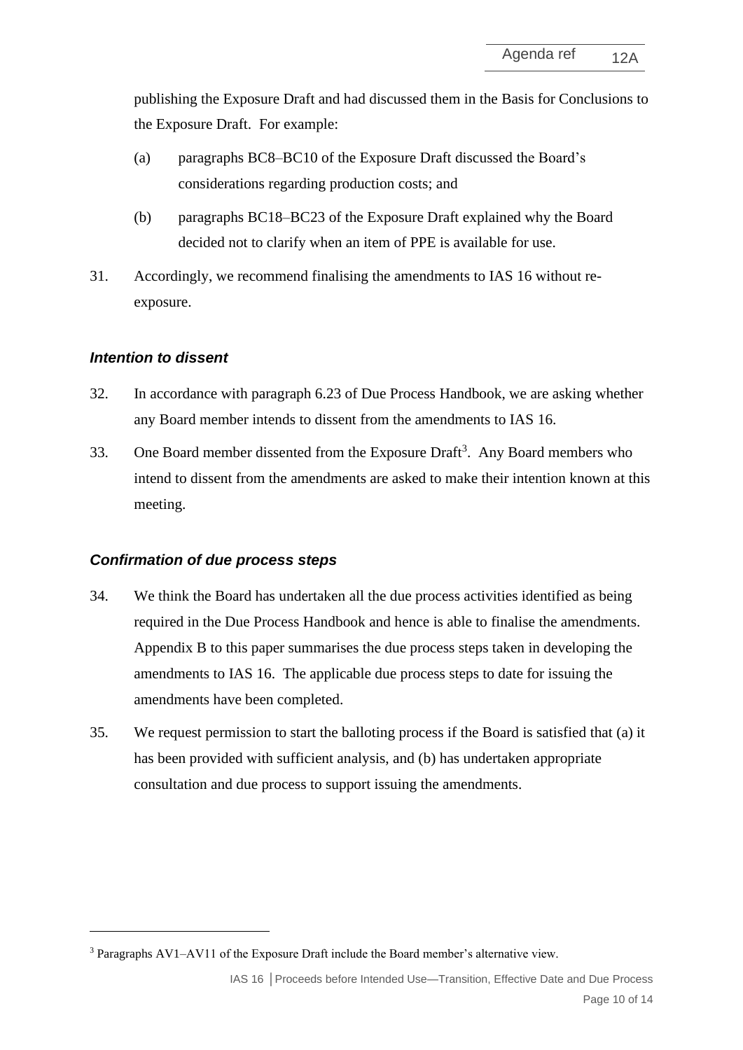publishing the Exposure Draft and had discussed them in the Basis for Conclusions to the Exposure Draft. For example:

(a) paragraphs BC8–BC10 of the Exposure Draft discussed the Board's considerations regarding production costs; and

(b) paragraphs BC18–BC23 of the Exposure Draft explained why the Board decided not to clarify when an item of PPE is available for use.

31. Accordingly, we recommend finalising the amendments to IAS 16 without re-exposure.

### *Intention to dissent*

32. In accordance with paragraph 6.23 of Due Process Handbook, we are asking whether any Board member intends to dissent from the amendments to IAS 16.

33. One Board member dissented from the Exposure Draft[3]. Any Board members who intend to dissent from the amendments are asked to make their intention known at this meeting.

### *Confirmation of due process steps*

34. We think the Board has undertaken all the due process activities identified as being required in the Due Process Handbook and hence is able to finalise the amendments. Appendix B to this paper summarises the due process steps taken in developing the amendments to IAS 16. The applicable due process steps to date for issuing the amendments have been completed.

35. We request permission to start the balloting process if the Board is satisfied that (a) it has been provided with sufficient analysis, and (b) has undertaken appropriate consultation and due process to support issuing the amendments.

---

[3] Paragraphs AV1–AV11 of the Exposure Draft include the Board member's alternative view.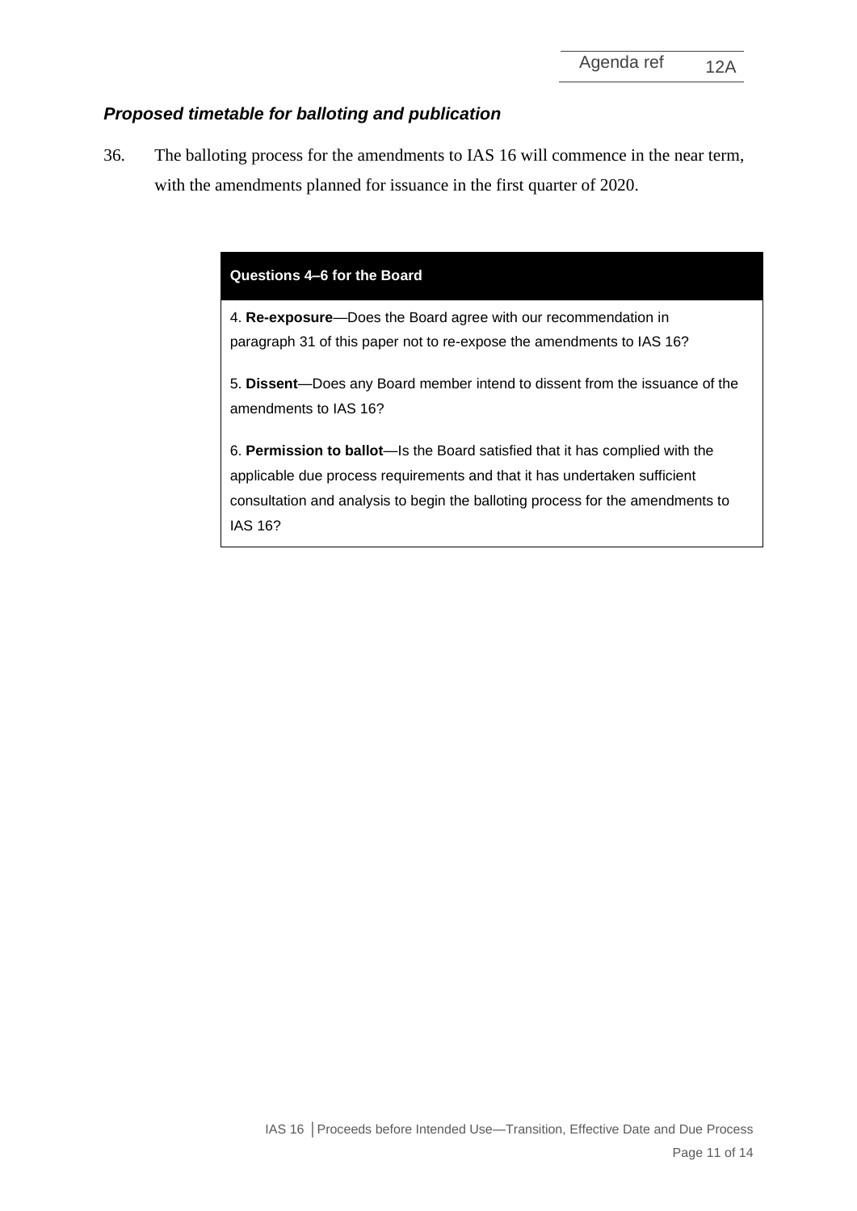### *Proposed timetable for balloting and publication*

36. The balloting process for the amendments to IAS 16 will commence in the near term, with the amendments planned for issuance in the first quarter of 2020.

**Questions 4–6 for the Board**

4. **Re-exposure**—Does the Board agree with our recommendation in paragraph 31 of this paper not to re-expose the amendments to IAS 16?

5. **Dissent**—Does any Board member intend to dissent from the issuance of the amendments to IAS 16?

6. **Permission to ballot**—Is the Board satisfied that it has complied with the applicable due process requirements and that it has undertaken sufficient consultation and analysis to begin the balloting process for the amendments to IAS 16?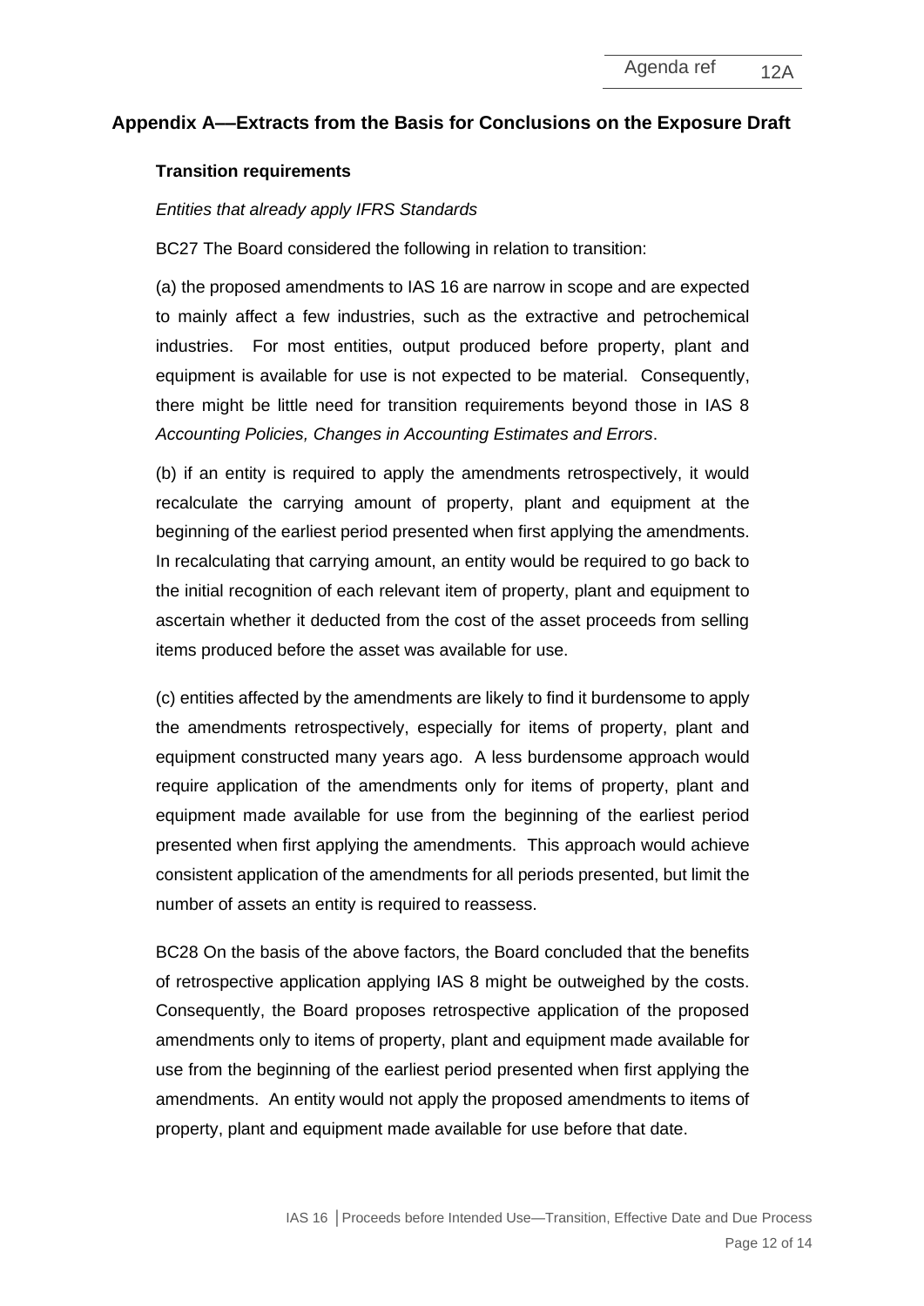## Appendix A—Extracts from the Basis for Conclusions on the Exposure Draft

### Transition requirements

*Entities that already apply IFRS Standards*

BC27 The Board considered the following in relation to transition:

(a) the proposed amendments to IAS 16 are narrow in scope and are expected to mainly affect a few industries, such as the extractive and petrochemical industries. For most entities, output produced before property, plant and equipment is available for use is not expected to be material. Consequently, there might be little need for transition requirements beyond those in IAS 8 *Accounting Policies, Changes in Accounting Estimates and Errors*.

(b) if an entity is required to apply the amendments retrospectively, it would recalculate the carrying amount of property, plant and equipment at the beginning of the earliest period presented when first applying the amendments. In recalculating that carrying amount, an entity would be required to go back to the initial recognition of each relevant item of property, plant and equipment to ascertain whether it deducted from the cost of the asset proceeds from selling items produced before the asset was available for use.

(c) entities affected by the amendments are likely to find it burdensome to apply the amendments retrospectively, especially for items of property, plant and equipment constructed many years ago. A less burdensome approach would require application of the amendments only for items of property, plant and equipment made available for use from the beginning of the earliest period presented when first applying the amendments. This approach would achieve consistent application of the amendments for all periods presented, but limit the number of assets an entity is required to reassess.

BC28 On the basis of the above factors, the Board concluded that the benefits of retrospective application applying IAS 8 might be outweighed by the costs. Consequently, the Board proposes retrospective application of the proposed amendments only to items of property, plant and equipment made available for use from the beginning of the earliest period presented when first applying the amendments. An entity would not apply the proposed amendments to items of property, plant and equipment made available for use before that date.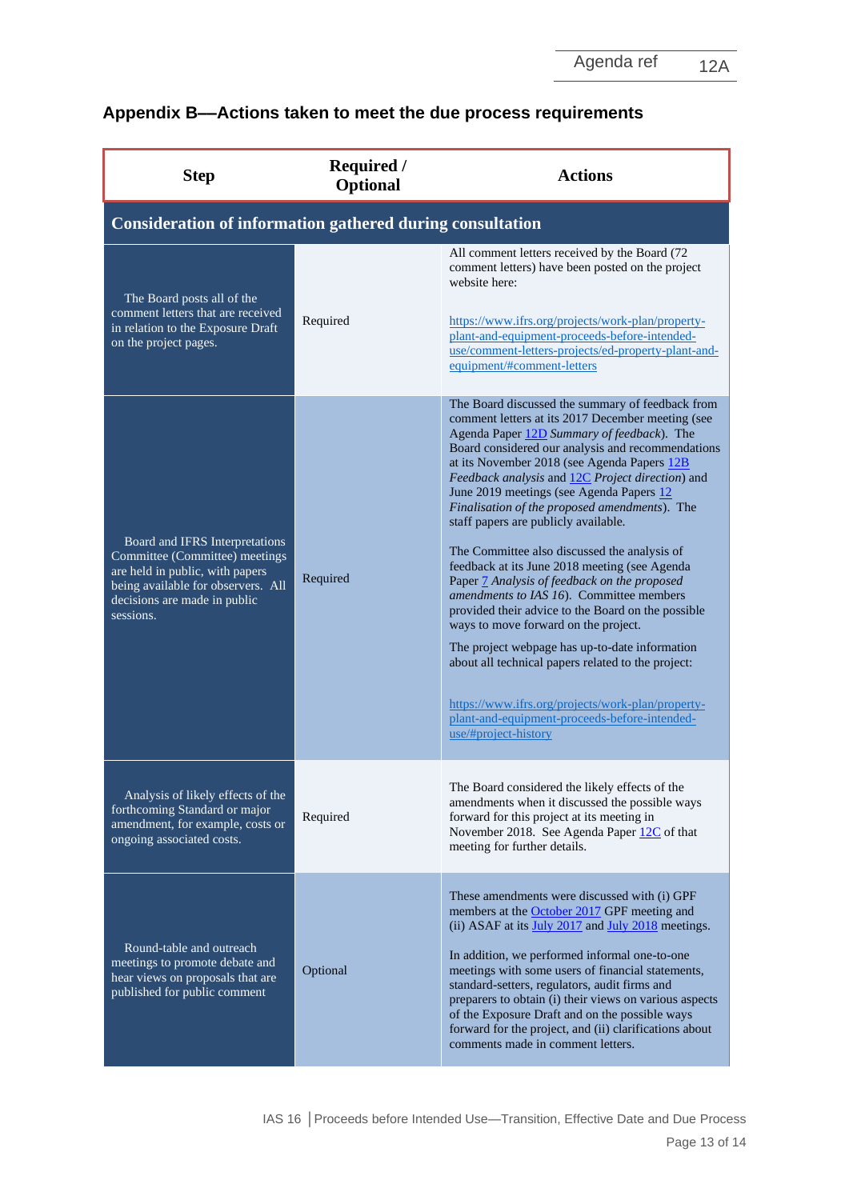## Appendix B—Actions taken to meet the due process requirements

| Step | Required / Optional | Actions |
|---|---|---|
| **Consideration of information gathered during consultation** | | |
| The Board posts all of the comment letters that are received in relation to the Exposure Draft on the project pages. | Required | All comment letters received by the Board (72 comment letters) have been posted on the project website here: https://www.ifrs.org/projects/work-plan/property-plant-and-equipment-proceeds-before-intended-use/comment-letters-projects/ed-property-plant-and-equipment/#comment-letters |
| Board and IFRS Interpretations Committee (Committee) meetings are held in public, with papers being available for observers. All decisions are made in public sessions. | Required | The Board discussed the summary of feedback from comment letters at its 2017 December meeting (see Agenda Paper 12D *Summary of feedback*). The Board considered our analysis and recommendations at its November 2018 (see Agenda Papers 12B *Feedback analysis* and 12C *Project direction*) and June 2019 meetings (see Agenda Papers 12 *Finalisation of the proposed amendments*). The staff papers are publicly available.<br><br>The Committee also discussed the analysis of feedback at its June 2018 meeting (see Agenda Paper 7 *Analysis of feedback on the proposed amendments to IAS 16*). Committee members provided their advice to the Board on the possible ways to move forward on the project.<br><br>The project webpage has up-to-date information about all technical papers related to the project:<br><br>https://www.ifrs.org/projects/work-plan/property-plant-and-equipment-proceeds-before-intended-use/#project-history |
| Analysis of likely effects of the forthcoming Standard or major amendment, for example, costs or ongoing associated costs. | Required | The Board considered the likely effects of the amendments when it discussed the possible ways forward for this project at its meeting in November 2018. See Agenda Paper 12C of that meeting for further details. |
| Round-table and outreach meetings to promote debate and hear views on proposals that are published for public comment | Optional | These amendments were discussed with (i) GPF members at the October 2017 GPF meeting and (ii) ASAF at its July 2017 and July 2018 meetings.<br><br>In addition, we performed informal one-to-one meetings with some users of financial statements, standard-setters, regulators, audit firms and preparers to obtain (i) their views on various aspects of the Exposure Draft and on the possible ways forward for the project, and (ii) clarifications about comments made in comment letters. |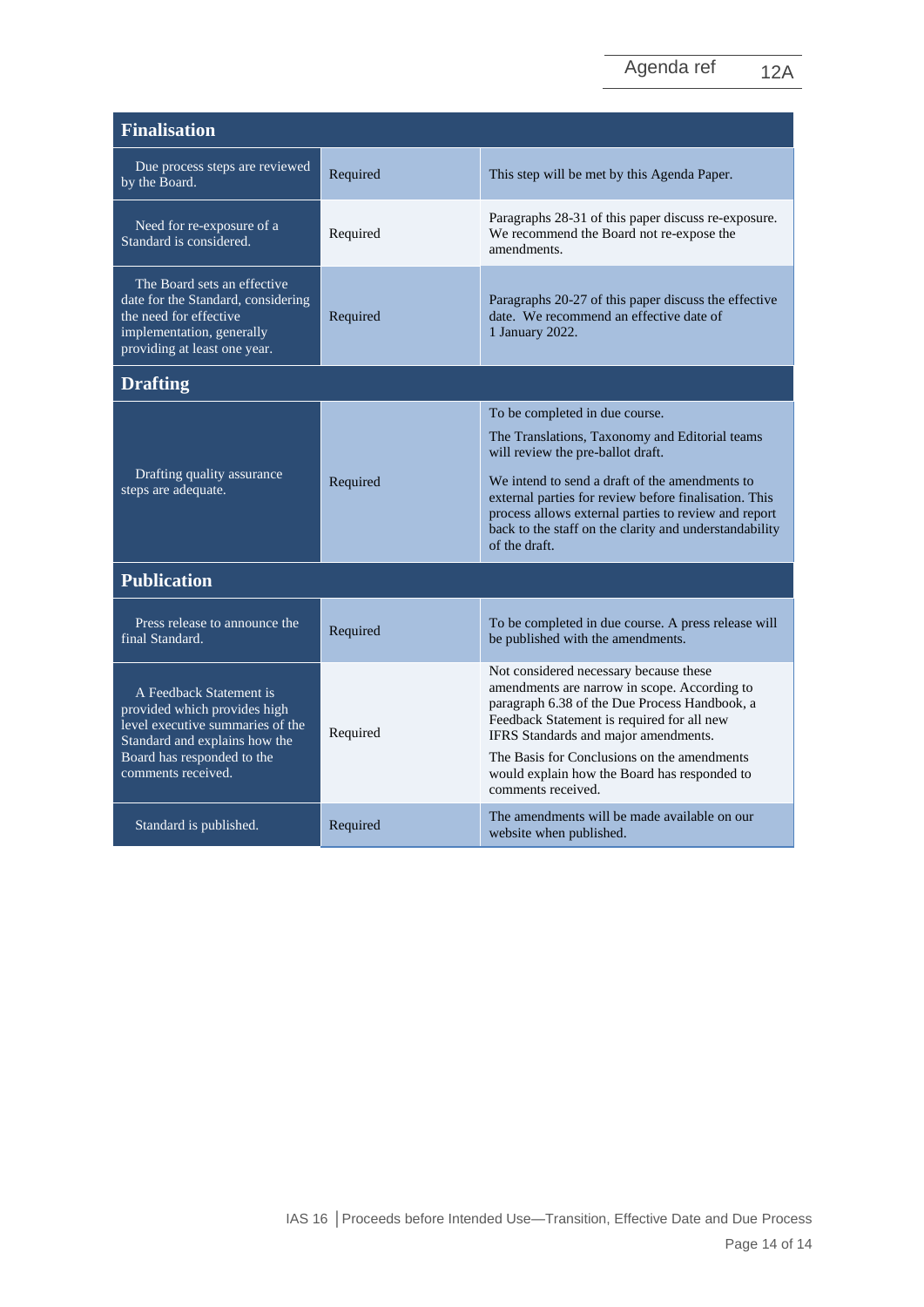| | | |
|---|---|---|
| **Finalisation** | | |
| Due process steps are reviewed by the Board. | Required | This step will be met by this Agenda Paper. |
| Need for re-exposure of a Standard is considered. | Required | Paragraphs 28-31 of this paper discuss re-exposure. We recommend the Board not re-expose the amendments. |
| The Board sets an effective date for the Standard, considering the need for effective implementation, generally providing at least one year. | Required | Paragraphs 20-27 of this paper discuss the effective date. We recommend an effective date of 1 January 2022. |
| **Drafting** | | |
| Drafting quality assurance steps are adequate. | Required | To be completed in due course.<br><br>The Translations, Taxonomy and Editorial teams will review the pre-ballot draft.<br><br>We intend to send a draft of the amendments to external parties for review before finalisation. This process allows external parties to review and report back to the staff on the clarity and understandability of the draft. |
| **Publication** | | |
| Press release to announce the final Standard. | Required | To be completed in due course. A press release will be published with the amendments. |
| A Feedback Statement is provided which provides high level executive summaries of the Standard and explains how the Board has responded to the comments received. | Required | Not considered necessary because these amendments are narrow in scope. According to paragraph 6.38 of the Due Process Handbook, a Feedback Statement is required for all new IFRS Standards and major amendments.<br><br>The Basis for Conclusions on the amendments would explain how the Board has responded to comments received. |
| Standard is published. | Required | The amendments will be made available on our website when published. |